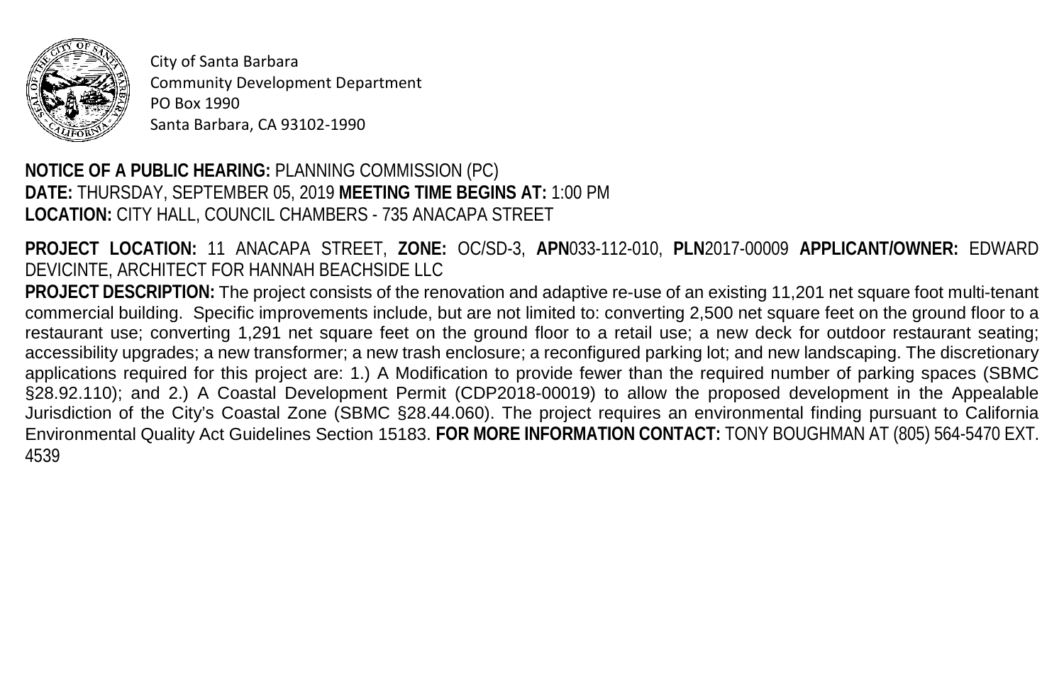City of Santa Barbara
Community Development Department
PO Box 1990
Santa Barbara, CA 93102-1990

**NOTICE OF A PUBLIC HEARING:** PLANNING COMMISSION (PC)
**DATE:** THURSDAY, SEPTEMBER 05, 2019 **MEETING TIME BEGINS AT:** 1:00 PM
**LOCATION:** CITY HALL, COUNCIL CHAMBERS - 735 ANACAPA STREET

**PROJECT LOCATION:** 11 ANACAPA STREET, **ZONE:** OC/SD-3, **APN**033-112-010, **PLN**2017-00009 **APPLICANT/OWNER:** EDWARD DEVICINTE, ARCHITECT FOR HANNAH BEACHSIDE LLC

**PROJECT DESCRIPTION:** The project consists of the renovation and adaptive re-use of an existing 11,201 net square foot multi-tenant commercial building. Specific improvements include, but are not limited to: converting 2,500 net square feet on the ground floor to a restaurant use; converting 1,291 net square feet on the ground floor to a retail use; a new deck for outdoor restaurant seating; accessibility upgrades; a new transformer; a new trash enclosure; a reconfigured parking lot; and new landscaping. The discretionary applications required for this project are: 1.) A Modification to provide fewer than the required number of parking spaces (SBMC §28.92.110); and 2.) A Coastal Development Permit (CDP2018-00019) to allow the proposed development in the Appealable Jurisdiction of the City's Coastal Zone (SBMC §28.44.060). The project requires an environmental finding pursuant to California Environmental Quality Act Guidelines Section 15183. **FOR MORE INFORMATION CONTACT:** TONY BOUGHMAN AT (805) 564-5470 EXT. 4539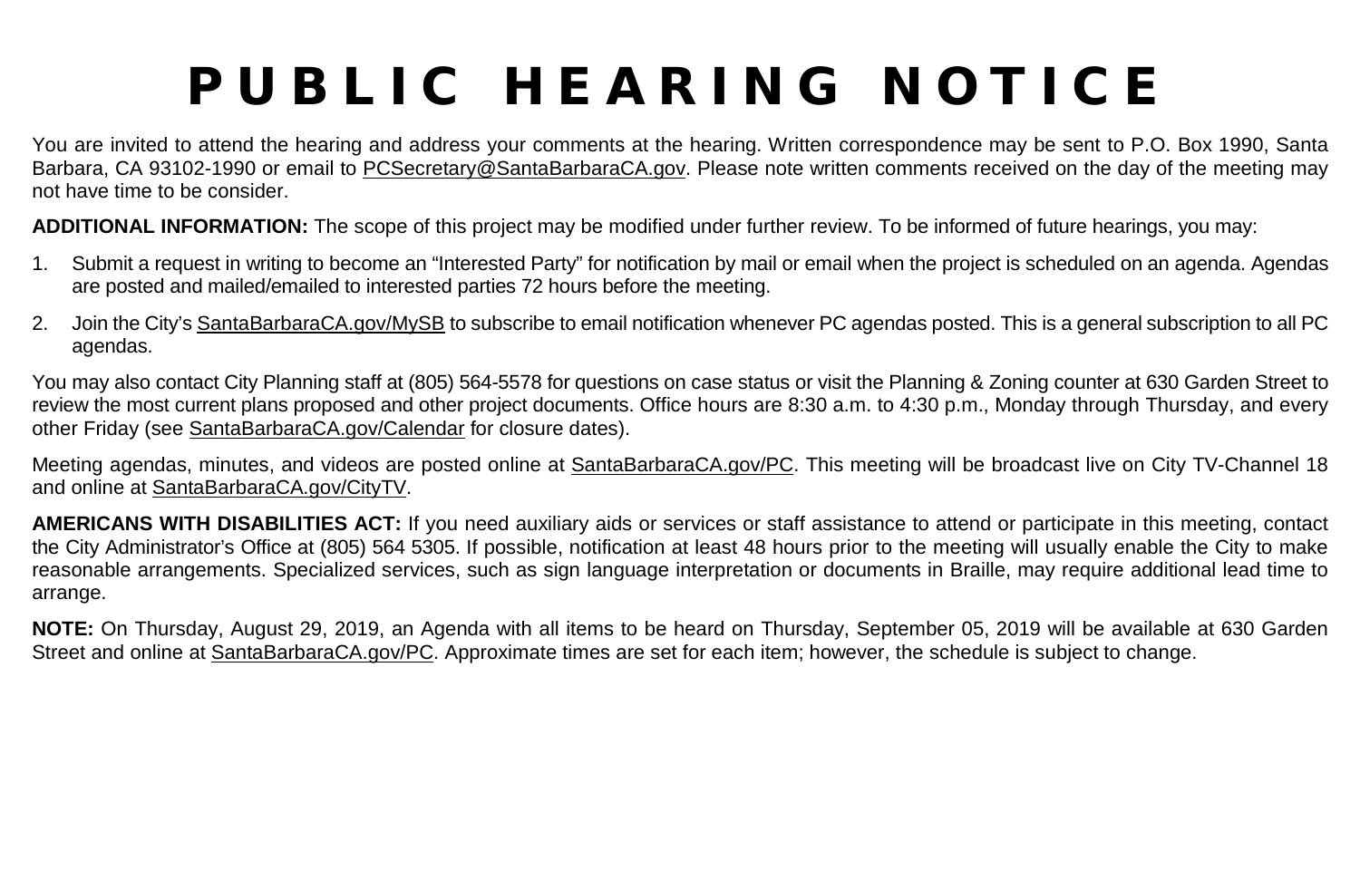# PUBLIC HEARING NOTICE

You are invited to attend the hearing and address your comments at the hearing. Written correspondence may be sent to P.O. Box 1990, Santa Barbara, CA 93102-1990 or email to PCSecretary@SantaBarbaraCA.gov. Please note written comments received on the day of the meeting may not have time to be consider.

**ADDITIONAL INFORMATION:** The scope of this project may be modified under further review. To be informed of future hearings, you may:

1. Submit a request in writing to become an "Interested Party" for notification by mail or email when the project is scheduled on an agenda. Agendas are posted and mailed/emailed to interested parties 72 hours before the meeting.
2. Join the City's SantaBarbaraCA.gov/MySB to subscribe to email notification whenever PC agendas posted. This is a general subscription to all PC agendas.

You may also contact City Planning staff at (805) 564-5578 for questions on case status or visit the Planning & Zoning counter at 630 Garden Street to review the most current plans proposed and other project documents. Office hours are 8:30 a.m. to 4:30 p.m., Monday through Thursday, and every other Friday (see SantaBarbaraCA.gov/Calendar for closure dates).

Meeting agendas, minutes, and videos are posted online at SantaBarbaraCA.gov/PC. This meeting will be broadcast live on City TV-Channel 18 and online at SantaBarbaraCA.gov/CityTV.

**AMERICANS WITH DISABILITIES ACT:** If you need auxiliary aids or services or staff assistance to attend or participate in this meeting, contact the City Administrator's Office at (805) 564 5305. If possible, notification at least 48 hours prior to the meeting will usually enable the City to make reasonable arrangements. Specialized services, such as sign language interpretation or documents in Braille, may require additional lead time to arrange.

**NOTE:** On Thursday, August 29, 2019, an Agenda with all items to be heard on Thursday, September 05, 2019 will be available at 630 Garden Street and online at SantaBarbaraCA.gov/PC. Approximate times are set for each item; however, the schedule is subject to change.